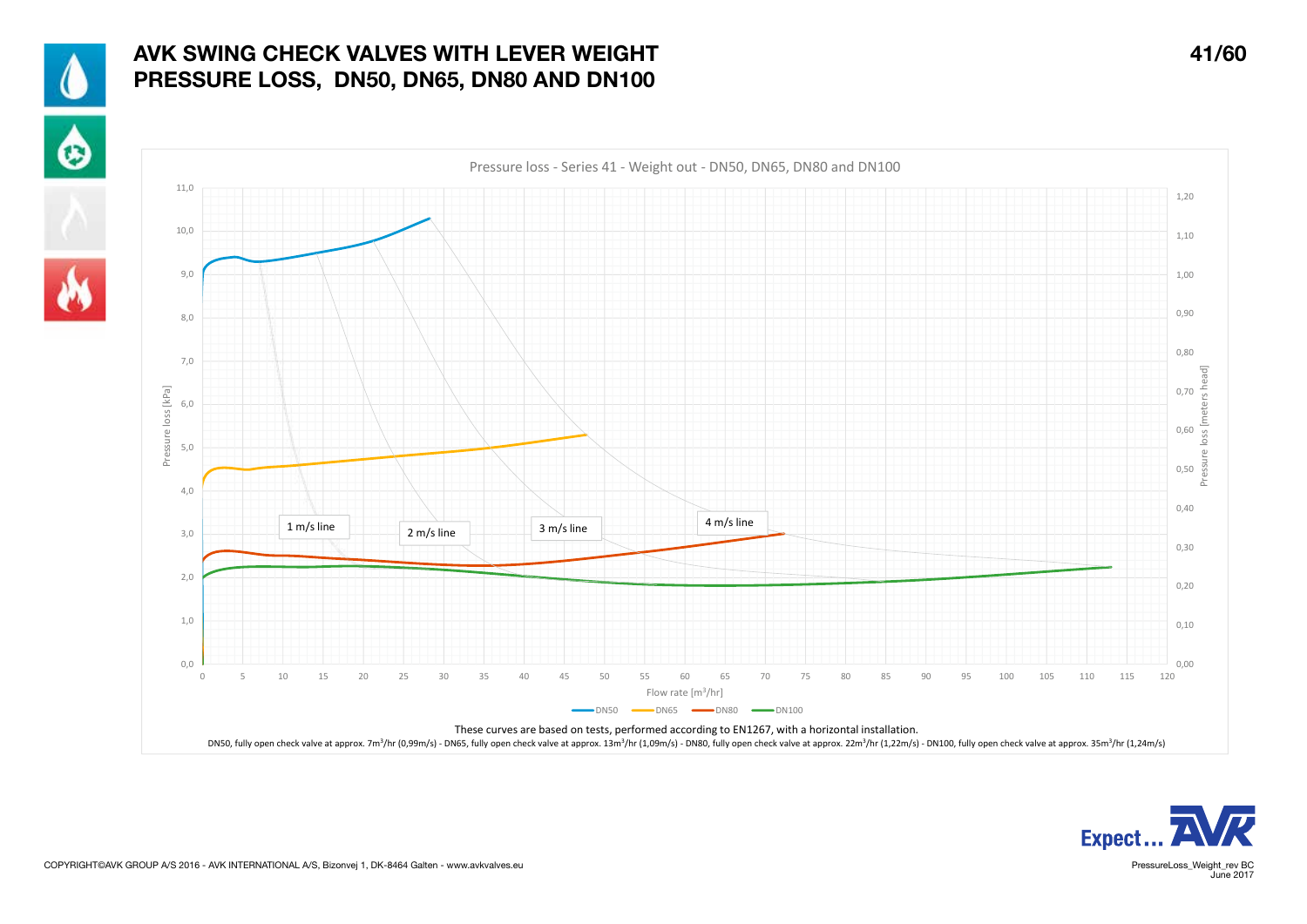# AVK SWING CHECK VALVES WITH LEVER WEIGHT
# PRESSURE LOSS, DN50, DN65, DN80 AND DN100

Pressure loss - Series 41 - Weight out - DN50, DN65, DN80 and DN100

These curves are based on tests, performed according to EN1267, with a horizontal installation.

DN50, fully open check valve at approx. 7m³/hr (0,99m/s) - DN65, fully open check valve at approx. 13m³/hr (1,09m/s) - DN80, fully open check valve at approx. 22m³/hr (1,22m/s) - DN100, fully open check valve at approx. 35m³/hr (1,24m/s)

COPYRIGHT©AVK GROUP A/S 2016 - AVK INTERNATIONAL A/S, Bizonvej 1, DK-8464 Galten - www.avkvalves.eu

PressureLoss_Weight_rev BC
June 2017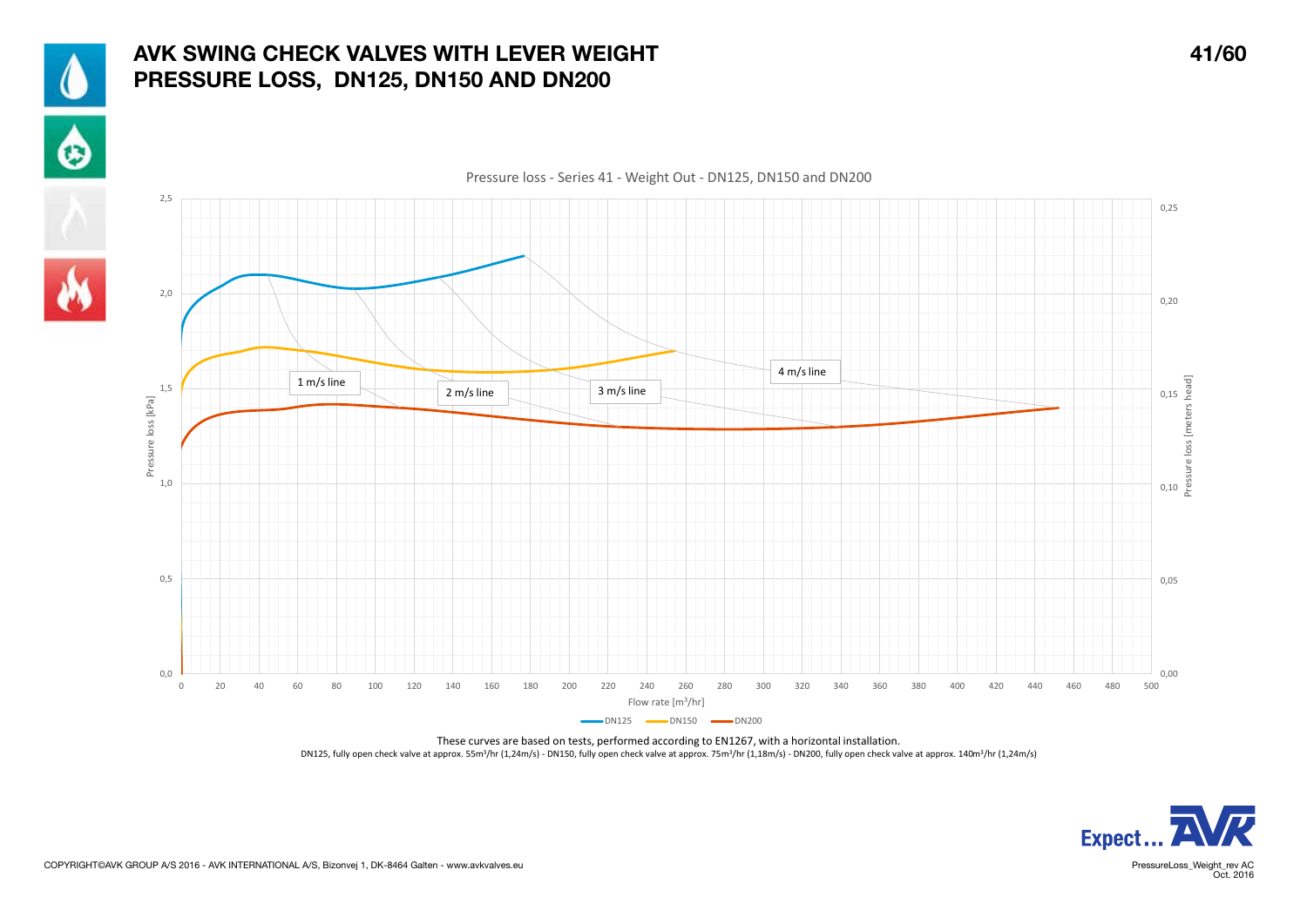# AVK SWING CHECK VALVES WITH LEVER WEIGHT
# PRESSURE LOSS, DN125, DN150 AND DN200

Pressure loss - Series 41 - Weight Out - DN125, DN150 and DN200

Pressure loss [kPa] / Pressure loss [meters head] vs. Flow rate [m³/hr]

1 m/s line, 2 m/s line, 3 m/s line, 4 m/s line

DN125, DN150, DN200

These curves are based on tests, performed according to EN1267, with a horizontal installation.

DN125, fully open check valve at approx. 55m³/hr (1,24m/s) - DN150, fully open check valve at approx. 75m³/hr (1,18m/s) - DN200, fully open check valve at approx. 140m³/hr (1,24m/s)

COPYRIGHT©AVK GROUP A/S 2016 - AVK INTERNATIONAL A/S, Bizonvej 1, DK-8464 Galten - www.avkvalves.eu

PressureLoss_Weight_rev AC
Oct. 2016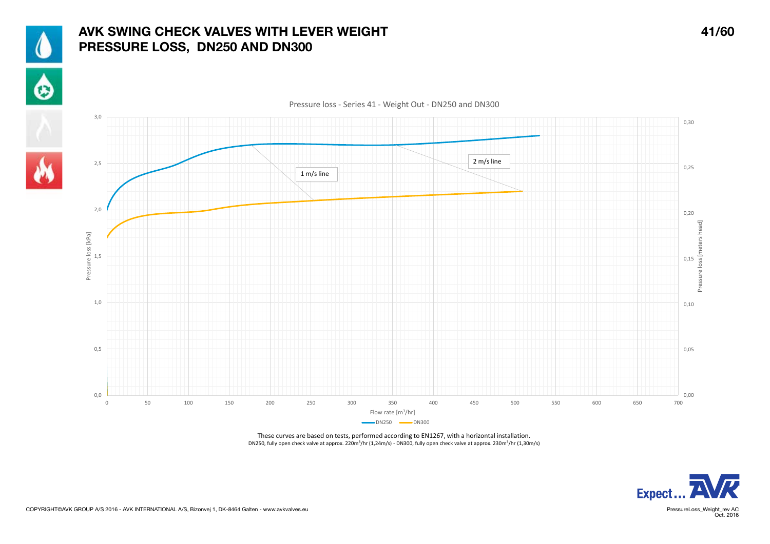# AVK SWING CHECK VALVES WITH LEVER WEIGHT
# PRESSURE LOSS, DN250 AND DN300

Pressure loss - Series 41 - Weight Out - DN250 and DN300

Pressure loss [kPa]

3,0
2,5
2,0
1,5
1,0
0,5
0,0

Pressure loss [meters head]

0,30
0,25
0,20
0,15
0,10
0,05
0,00

Flow rate [m³/hr]

0 50 100 150 200 250 300 350 400 450 500 550 600 650 700

1 m/s line

2 m/s line

DN250 DN300

These curves are based on tests, performed according to EN1267, with a horizontal installation.

DN250, fully open check valve at approx. 220m³/hr (1,24m/s) - DN300, fully open check valve at approx. 230m³/hr (1,30m/s)

Expect... AVK

COPYRIGHT©AVK GROUP A/S 2016 - AVK INTERNATIONAL A/S, Bizonvej 1, DK-8464 Galten - www.avkvalves.eu

PressureLoss_Weight_rev AC
Oct. 2016